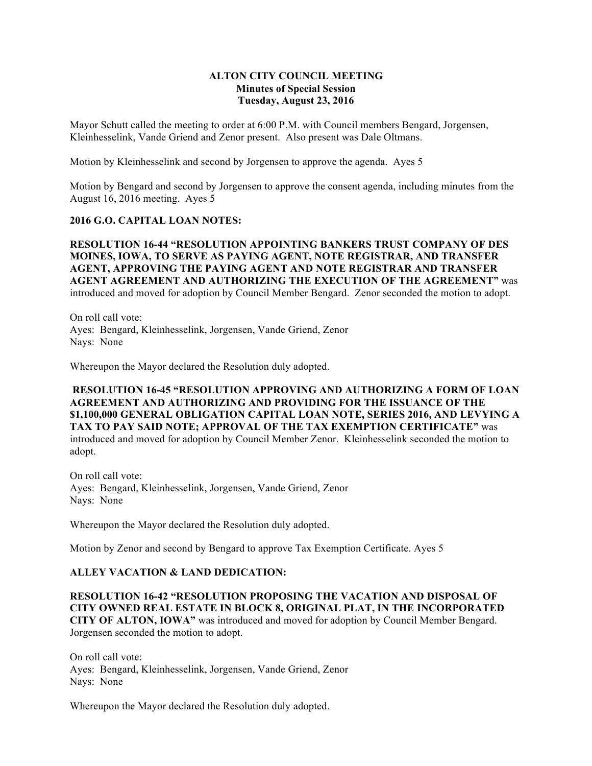**ALTON CITY COUNCIL MEETING**
**Minutes of Special Session**
**Tuesday, August 23, 2016**

Mayor Schutt called the meeting to order at 6:00 P.M. with Council members Bengard, Jorgensen, Kleinhesselink, Vande Griend and Zenor present. Also present was Dale Oltmans.

Motion by Kleinhesselink and second by Jorgensen to approve the agenda. Ayes 5

Motion by Bengard and second by Jorgensen to approve the consent agenda, including minutes from the August 16, 2016 meeting. Ayes 5

**2016 G.O. CAPITAL LOAN NOTES:**

**RESOLUTION 16-44 "RESOLUTION APPOINTING BANKERS TRUST COMPANY OF DES MOINES, IOWA, TO SERVE AS PAYING AGENT, NOTE REGISTRAR, AND TRANSFER AGENT, APPROVING THE PAYING AGENT AND NOTE REGISTRAR AND TRANSFER AGENT AGREEMENT AND AUTHORIZING THE EXECUTION OF THE AGREEMENT"** was introduced and moved for adoption by Council Member Bengard. Zenor seconded the motion to adopt.

On roll call vote:
Ayes: Bengard, Kleinhesselink, Jorgensen, Vande Griend, Zenor
Nays: None

Whereupon the Mayor declared the Resolution duly adopted.

**RESOLUTION 16-45 "RESOLUTION APPROVING AND AUTHORIZING A FORM OF LOAN AGREEMENT AND AUTHORIZING AND PROVIDING FOR THE ISSUANCE OF THE $1,100,000 GENERAL OBLIGATION CAPITAL LOAN NOTE, SERIES 2016, AND LEVYING A TAX TO PAY SAID NOTE; APPROVAL OF THE TAX EXEMPTION CERTIFICATE"** was introduced and moved for adoption by Council Member Zenor. Kleinhesselink seconded the motion to adopt.

On roll call vote:
Ayes: Bengard, Kleinhesselink, Jorgensen, Vande Griend, Zenor
Nays: None

Whereupon the Mayor declared the Resolution duly adopted.

Motion by Zenor and second by Bengard to approve Tax Exemption Certificate. Ayes 5

**ALLEY VACATION & LAND DEDICATION:**

**RESOLUTION 16-42 "RESOLUTION PROPOSING THE VACATION AND DISPOSAL OF CITY OWNED REAL ESTATE IN BLOCK 8, ORIGINAL PLAT, IN THE INCORPORATED CITY OF ALTON, IOWA"** was introduced and moved for adoption by Council Member Bengard. Jorgensen seconded the motion to adopt.

On roll call vote:
Ayes: Bengard, Kleinhesselink, Jorgensen, Vande Griend, Zenor
Nays: None

Whereupon the Mayor declared the Resolution duly adopted.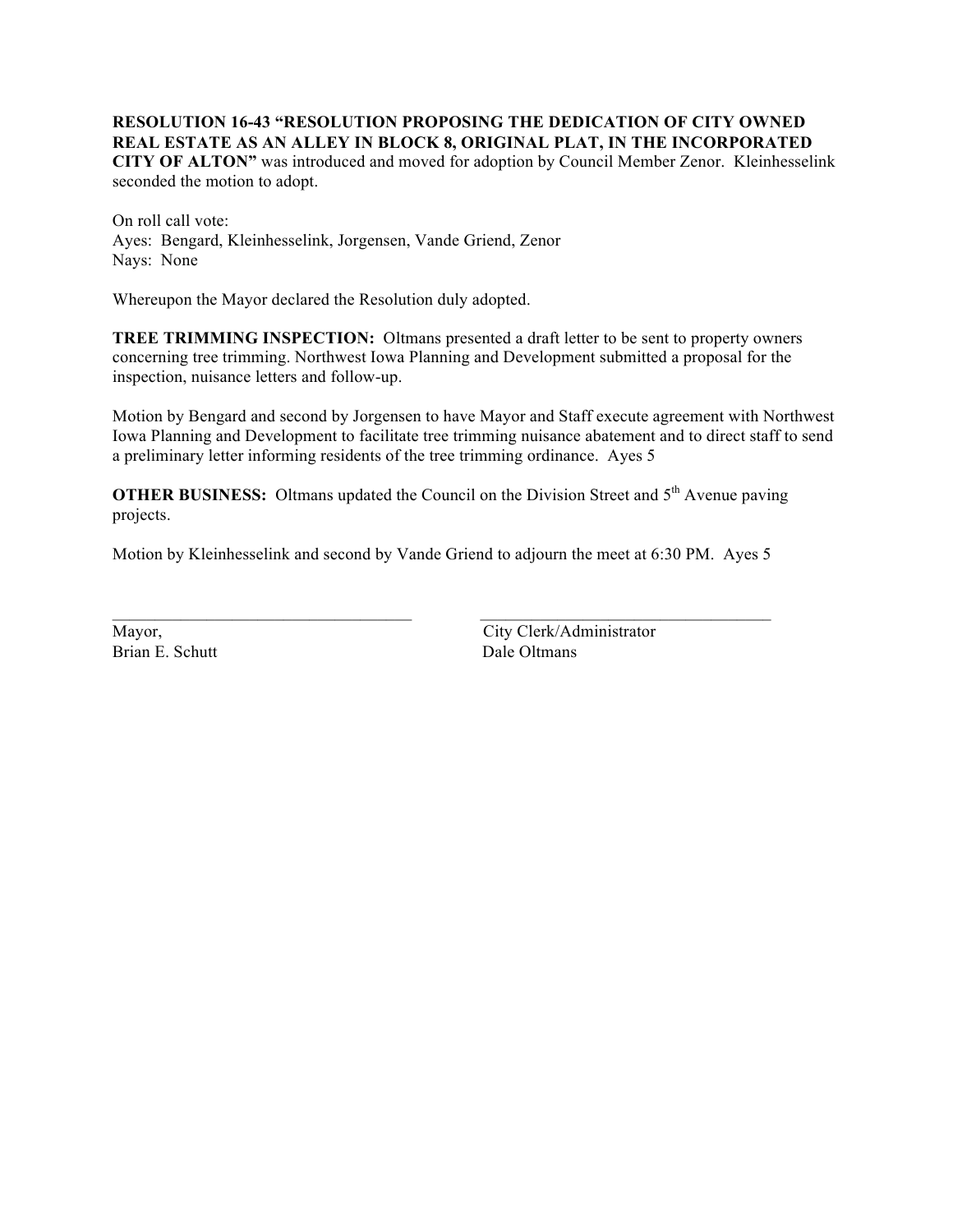**RESOLUTION 16-43 "RESOLUTION PROPOSING THE DEDICATION OF CITY OWNED REAL ESTATE AS AN ALLEY IN BLOCK 8, ORIGINAL PLAT, IN THE INCORPORATED CITY OF ALTON"** was introduced and moved for adoption by Council Member Zenor. Kleinhesselink seconded the motion to adopt.

On roll call vote:
Ayes: Bengard, Kleinhesselink, Jorgensen, Vande Griend, Zenor
Nays: None

Whereupon the Mayor declared the Resolution duly adopted.

**TREE TRIMMING INSPECTION:** Oltmans presented a draft letter to be sent to property owners concerning tree trimming. Northwest Iowa Planning and Development submitted a proposal for the inspection, nuisance letters and follow-up.

Motion by Bengard and second by Jorgensen to have Mayor and Staff execute agreement with Northwest Iowa Planning and Development to facilitate tree trimming nuisance abatement and to direct staff to send a preliminary letter informing residents of the tree trimming ordinance. Ayes 5

**OTHER BUSINESS:** Oltmans updated the Council on the Division Street and 5th Avenue paving projects.

Motion by Kleinhesselink and second by Vande Griend to adjourn the meet at 6:30 PM. Ayes 5

\_\_\_\_\_\_\_\_\_\_\_\_\_\_\_\_\_\_\_\_\_\_\_\_\_\_\_\_\_\_\_\_\_\_\_\_
Mayor,
Brian E. Schutt

\_\_\_\_\_\_\_\_\_\_\_\_\_\_\_\_\_\_\_\_\_\_\_\_\_\_\_\_\_\_\_\_\_\_\_\_
City Clerk/Administrator
Dale Oltmans